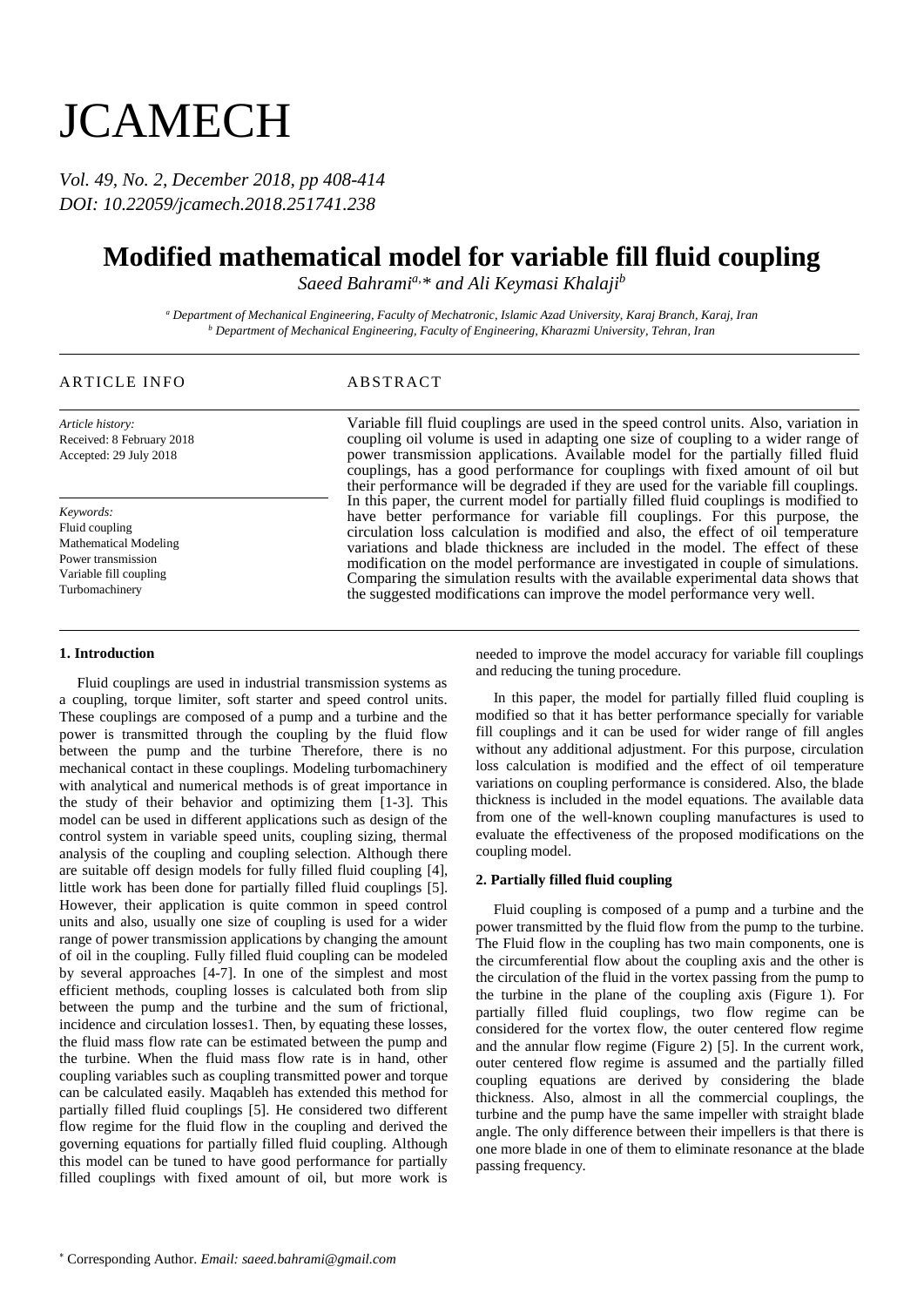# JCAMECH

*Vol. 49, No. 2, December 2018, pp 408-414*
*DOI: 10.22059/jcamech.2018.251741.238*

# Modified mathematical model for variable fill fluid coupling

*Saeed Bahrami[a,*] and Ali Keymasi Khalaji[b]*

[a] *Department of Mechanical Engineering, Faculty of Mechatronic, Islamic Azad University, Karaj Branch, Karaj, Iran*
[b] *Department of Mechanical Engineering, Faculty of Engineering, Kharazmi University, Tehran, Iran*

---

ARTICLE INFO

*Article history:*
Received: 8 February 2018
Accepted: 29 July 2018

*Keywords:*
Fluid coupling
Mathematical Modeling
Power transmission
Variable fill coupling
Turbomachinery

ABSTRACT

Variable fill fluid couplings are used in the speed control units. Also, variation in coupling oil volume is used in adapting one size of coupling to a wider range of power transmission applications. Available model for the partially filled fluid couplings, has a good performance for couplings with fixed amount of oil but their performance will be degraded if they are used for the variable fill couplings. In this paper, the current model for partially filled fluid couplings is modified to have better performance for variable fill couplings. For this purpose, the circulation loss calculation is modified and also, the effect of oil temperature variations and blade thickness are included in the model. The effect of these modification on the model performance are investigated in couple of simulations. Comparing the simulation results with the available experimental data shows that the suggested modifications can improve the model performance very well.

---

## 1. Introduction

Fluid couplings are used in industrial transmission systems as a coupling, torque limiter, soft starter and speed control units. These couplings are composed of a pump and a turbine and the power is transmitted through the coupling by the fluid flow between the pump and the turbine Therefore, there is no mechanical contact in these couplings. Modeling turbomachinery with analytical and numerical methods is of great importance in the study of their behavior and optimizing them [1-3]. This model can be used in different applications such as design of the control system in variable speed units, coupling sizing, thermal analysis of the coupling and coupling selection. Although there are suitable off design models for fully filled fluid coupling [4], little work has been done for partially filled fluid couplings [5]. However, their application is quite common in speed control units and also, usually one size of coupling is used for a wider range of power transmission applications by changing the amount of oil in the coupling. Fully filled fluid coupling can be modeled by several approaches [4-7]. In one of the simplest and most efficient methods, coupling losses is calculated both from slip between the pump and the turbine and the sum of frictional, incidence and circulation losses1. Then, by equating these losses, the fluid mass flow rate can be estimated between the pump and the turbine. When the fluid mass flow rate is in hand, other coupling variables such as coupling transmitted power and torque can be calculated easily. Maqableh has extended this method for partially filled fluid couplings [5]. He considered two different flow regime for the fluid flow in the coupling and derived the governing equations for partially filled fluid coupling. Although this model can be tuned to have good performance for partially filled couplings with fixed amount of oil, but more work is needed to improve the model accuracy for variable fill couplings and reducing the tuning procedure.

In this paper, the model for partially filled fluid coupling is modified so that it has better performance specially for variable fill couplings and it can be used for wider range of fill angles without any additional adjustment. For this purpose, circulation loss calculation is modified and the effect of oil temperature variations on coupling performance is considered. Also, the blade thickness is included in the model equations. The available data from one of the well-known coupling manufactures is used to evaluate the effectiveness of the proposed modifications on the coupling model.

## 2. Partially filled fluid coupling

Fluid coupling is composed of a pump and a turbine and the power transmitted by the fluid flow from the pump to the turbine. The Fluid flow in the coupling has two main components, one is the circumferential flow about the coupling axis and the other is the circulation of the fluid in the vortex passing from the pump to the turbine in the plane of the coupling axis (Figure 1). For partially filled fluid couplings, two flow regime can be considered for the vortex flow, the outer centered flow regime and the annular flow regime (Figure 2) [5]. In the current work, outer centered flow regime is assumed and the partially filled coupling equations are derived by considering the blade thickness. Also, almost in all the commercial couplings, the turbine and the pump have the same impeller with straight blade angle. The only difference between their impellers is that there is one more blade in one of them to eliminate resonance at the blade passing frequency.

[*] Corresponding Author. *Email: saeed.bahrami@gmail.com*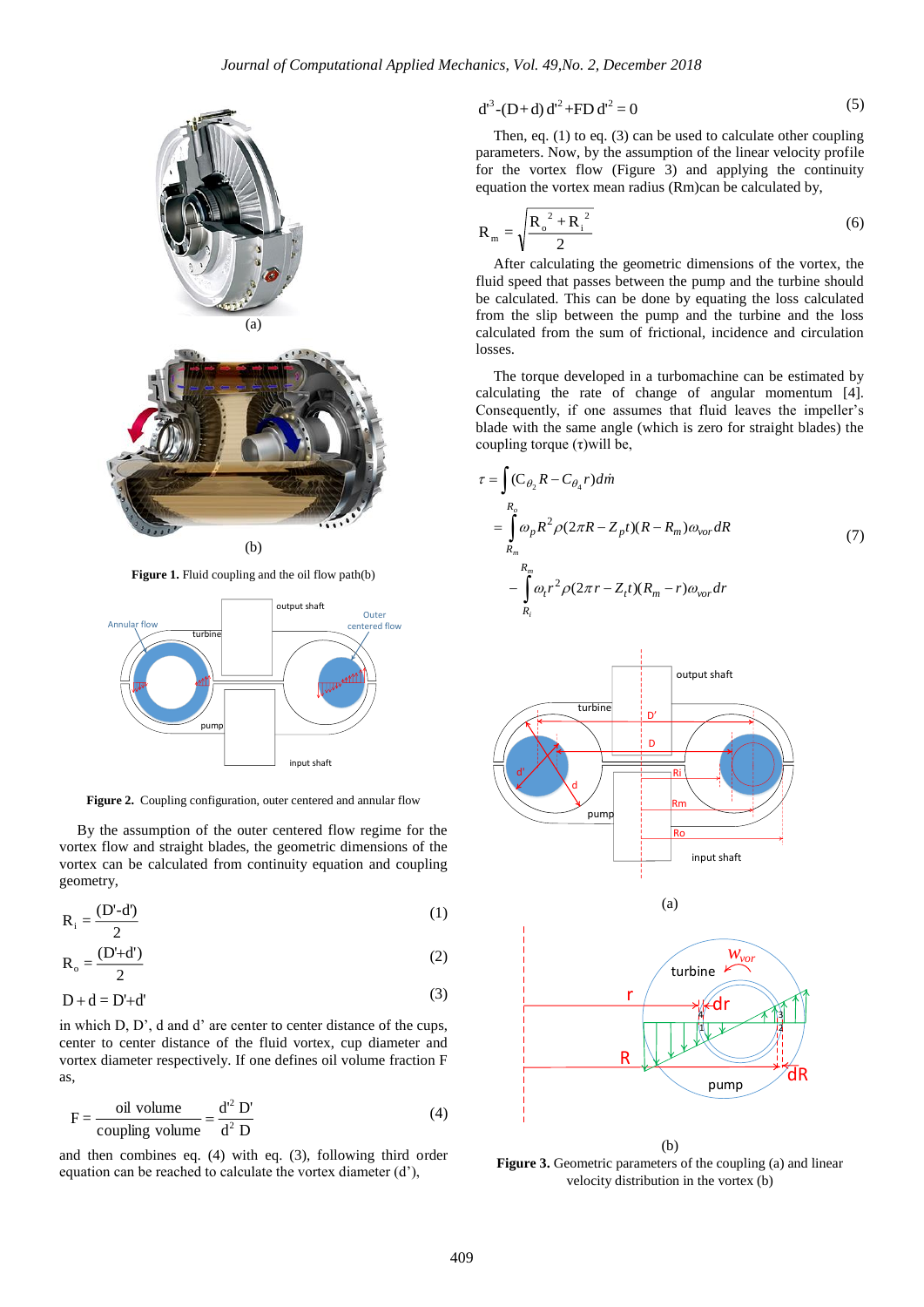(a)

(b)

**Figure 1.** Fluid coupling and the oil flow path(b)

**Figure 2.** Coupling configuration, outer centered and annular flow

By the assumption of the outer centered flow regime for the vortex flow and straight blades, the geometric dimensions of the vortex can be calculated from continuity equation and coupling geometry,

$$R_i = \frac{(D'-d')}{2} \tag{1}$$

$$R_o = \frac{(D'+d')}{2} \tag{2}$$

$$D + d = D' + d' \tag{3}$$

in which D, D', d and d' are center to center distance of the cups, center to center distance of the fluid vortex, cup diameter and vortex diameter respectively. If one defines oil volume fraction F as,

$$F = \frac{\text{oil volume}}{\text{coupling volume}} = \frac{d'^2\, D'}{d^2\, D} \tag{4}$$

and then combines eq. (4) with eq. (3), following third order equation can be reached to calculate the vortex diameter (d'),

$$d'^3 - (D + d)\, d'^2 + FD\, d'^2 = 0 \tag{5}$$

Then, eq. (1) to eq. (3) can be used to calculate other coupling parameters. Now, by the assumption of the linear velocity profile for the vortex flow (Figure 3) and applying the continuity equation the vortex mean radius (Rm)can be calculated by,

$$R_m = \sqrt{\frac{R_o^{\,2} + R_i^{\,2}}{2}} \tag{6}$$

After calculating the geometric dimensions of the vortex, the fluid speed that passes between the pump and the turbine should be calculated. This can be done by equating the loss calculated from the slip between the pump and the turbine and the loss calculated from the sum of frictional, incidence and circulation losses.

The torque developed in a turbomachine can be estimated by calculating the rate of change of angular momentum [4]. Consequently, if one assumes that fluid leaves the impeller's blade with the same angle (which is zero for straight blades) the coupling torque (τ)will be,

$$\begin{aligned}\tau &= \int (C_{\theta_2} R - C_{\theta_4} r)\, d\dot{m} \\ &= \int_{R_m}^{R_o} \omega_p R^2 \rho (2\pi R - Z_p t)(R - R_m)\omega_{vor}\, dR \\ &\quad - \int_{R_i}^{R_m} \omega_t r^2 \rho (2\pi r - Z_t t)(R_m - r)\omega_{vor}\, dr\end{aligned} \tag{7}$$

(a)

(b)

**Figure 3.** Geometric parameters of the coupling (a) and linear velocity distribution in the vortex (b)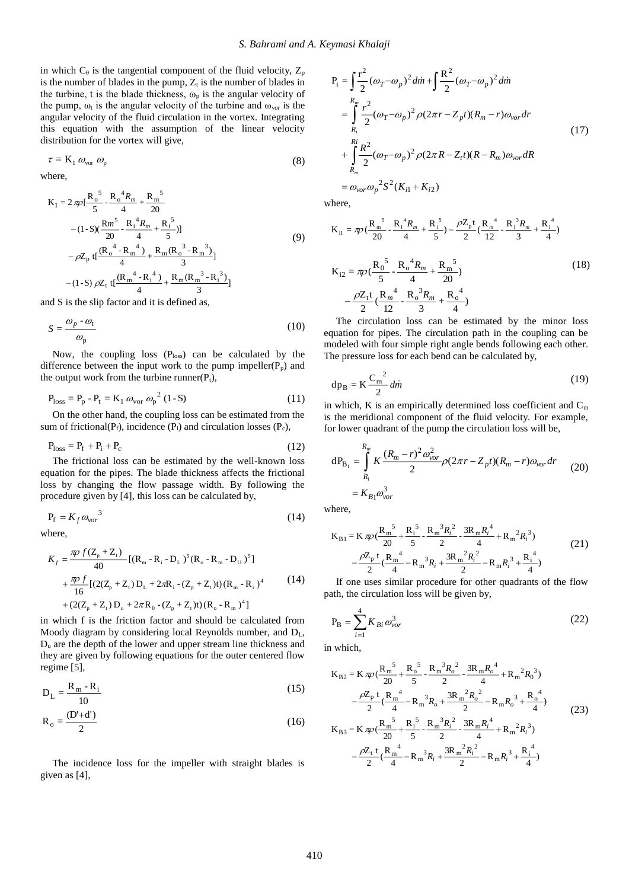in which $C_\theta$ is the tangential component of the fluid velocity, $Z_p$ is the number of blades in the pump, $Z_t$ is the number of blades in the turbine, t is the blade thickness, $\omega_p$ is the angular velocity of the pump, $\omega_t$ is the angular velocity of the turbine and $\omega_{vor}$ is the angular velocity of the fluid circulation in the vortex. Integrating this equation with the assumption of the linear velocity distribution for the vortex will give,

$$\tau = K_1\,\omega_{vor}\,\omega_p \tag{8}$$

where,

$$\begin{aligned}
K_1 = 2\pi\rho[&\frac{R_o^5}{5}-\frac{R_o^4 R_m}{4}+\frac{R_m^5}{20}\\
&-(1-S)(\frac{Rm^5}{20}-\frac{R_i^4 R_m}{4}+\frac{R_i^5}{5})]\\
&-\rho Z_p\, t[\frac{(R_o^4-R_m^4)}{4}+\frac{R_m(R_o^3-R_m^3)}{3}]\\
&-(1-S)\,\rho Z_t\, t[\frac{(R_m^4-R_i^4)}{4}+\frac{R_m(R_m^3-R_i^3)}{3}]
\end{aligned} \tag{9}$$

and S is the slip factor and it is defined as,

$$S=\frac{\omega_p-\omega_t}{\omega_p} \tag{10}$$

Now, the coupling loss ($P_{loss}$) can be calculated by the difference between the input work to the pump impeller($P_p$) and the output work from the turbine runner($P_t$),

$$P_{loss} = P_p - P_t = K_1\,\omega_{vor}\,\omega_p^2\,(1-S) \tag{11}$$

On the other hand, the coupling loss can be estimated from the sum of frictional($P_f$), incidence ($P_i$) and circulation losses ($P_c$),

$$P_{loss} = P_f + P_i + P_c \tag{12}$$

The frictional loss can be estimated by the well-known loss equation for the pipes. The blade thickness affects the frictional loss by changing the flow passage width. By following the procedure given by [4], this loss can be calculated by,

$$P_f = K_f\,\omega_{vor}^3 \tag{14}$$

where,

$$\begin{aligned}
K_f = &\frac{\pi\rho\, f\,(Z_p+Z_t)}{40}[(R_m-R_i-D_L)^5(R_o-R_m-D_U)^5]\\
&+\frac{\pi\rho\, f}{16}[(2(Z_p+Z_t)\,D_L+2\pi R_i-(Z_p+Z_t)t)\,(R_m-R_i)^4\\
&+(2(Z_p+Z_t)\,D_u+2\pi R_0-(Z_p+Z_t)t)\,(R_o-R_m)^4]
\end{aligned} \tag{14}$$

in which f is the friction factor and should be calculated from Moody diagram by considering local Reynolds number, and $D_L$, $D_u$ are the depth of the lower and upper stream line thickness and they are given by following equations for the outer centered flow regime [5],

$$D_L=\frac{R_m-R_i}{10} \tag{15}$$

$$R_o=\frac{(D'+d')}{2} \tag{16}$$

The incidence loss for the impeller with straight blades is given as [4],

$$\begin{aligned}
P_i &= \int\frac{r^2}{2}(\omega_T-\omega_p)^2 d\dot{m}+\int\frac{R^2}{2}(\omega_T-\omega_p)^2 d\dot{m}\\
&=\int_{R_i}^{R_m}\frac{r^2}{2}(\omega_T-\omega_p)^2\rho(2\pi r-Z_p t)(R_m-r)\omega_{vor}dr\\
&+\int_{R_m}^{Ri}\frac{R^2}{2}(\omega_T-\omega_p)^2\rho(2\pi R-Z_t t)(R-R_m)\omega_{vor}dR\\
&=\omega_{vor}\omega_p^2 S^2(K_{i1}+K_{i2})
\end{aligned} \tag{17}$$

where,

$$\begin{aligned}
K_{i1} &= \pi\rho(\frac{R_m^5}{20}-\frac{R_i^4 R_m}{4}+\frac{R_i^5}{5})-\frac{\rho Z_p t}{2}(\frac{R_m^4}{12}-\frac{R_i^3 R_m}{3}+\frac{R_i^4}{4})\\
K_{i2} &= \pi\rho(\frac{R_0^5}{5}-\frac{R_o^4 R_m}{4}+\frac{R_m^5}{20})\\
&-\frac{\rho Z_t t}{2}(\frac{R_m^4}{12}-\frac{R_o^3 R_m}{3}+\frac{R_o^4}{4})
\end{aligned} \tag{18}$$

The circulation loss can be estimated by the minor loss equation for pipes. The circulation path in the coupling can be modeled with four simple right angle bends following each other. The pressure loss for each bend can be calculated by,

$$dp_B = K\frac{C_m^2}{2}d\dot{m} \tag{19}$$

in which, K is an empirically determined loss coefficient and $C_m$ is the meridional component of the fluid velocity. For example, for lower quadrant of the pump the circulation loss will be,

$$\begin{aligned}
dP_{B_1} &= \int_{R_i}^{R_m}K\frac{(R_m-r)^2\omega_{vor}^2}{2}\rho(2\pi r-Z_p t)(R_m-r)\omega_{vor}dr\\
&=K_{B1}\omega_{vor}^3
\end{aligned} \tag{20}$$

where,

$$\begin{aligned}
K_{B1} = K\pi\rho(&\frac{R_m^5}{20}+\frac{R_i^5}{5}-\frac{R_m^3 R_i^2}{2}-\frac{3R_m R_i^4}{4}+R_m^2 R_i^3)\\
&-\frac{\rho Z_p t}{2}(\frac{R_m^4}{4}-R_m^3 R_i+\frac{3R_m^2 R_i^2}{2}-R_m R_i^3+\frac{R_i^4}{4})
\end{aligned} \tag{21}$$

If one uses similar procedure for other quadrants of the flow path, the circulation loss will be given by,

$$P_B=\sum_{i=1}^{4}K_{Bi}\,\omega_{vor}^3 \tag{22}$$

in which,

$$\begin{aligned}
K_{B2} = K\pi\rho(&\frac{R_m^5}{20}+\frac{R_o^5}{5}-\frac{R_m^3 R_o^2}{2}-\frac{3R_m R_o^4}{4}+R_m^2 R_0^3)\\
&-\frac{\rho Z_p t}{2}(\frac{R_m^4}{4}-R_m^3 R_o+\frac{3R_m^2 R_o^2}{2}-R_m R_o^3+\frac{R_o^4}{4})\\
K_{B3} = K\pi\rho(&\frac{R_m^5}{20}+\frac{R_i^5}{5}-\frac{R_m^3 R_i^2}{2}-\frac{3R_m R_i^4}{4}+R_m^2 R_i^3)\\
&-\frac{\rho Z_t t}{2}(\frac{R_m^4}{4}-R_m^3 R_i+\frac{3R_m^2 R_i^2}{2}-R_m R_i^3+\frac{R_i^4}{4})
\end{aligned} \tag{23}$$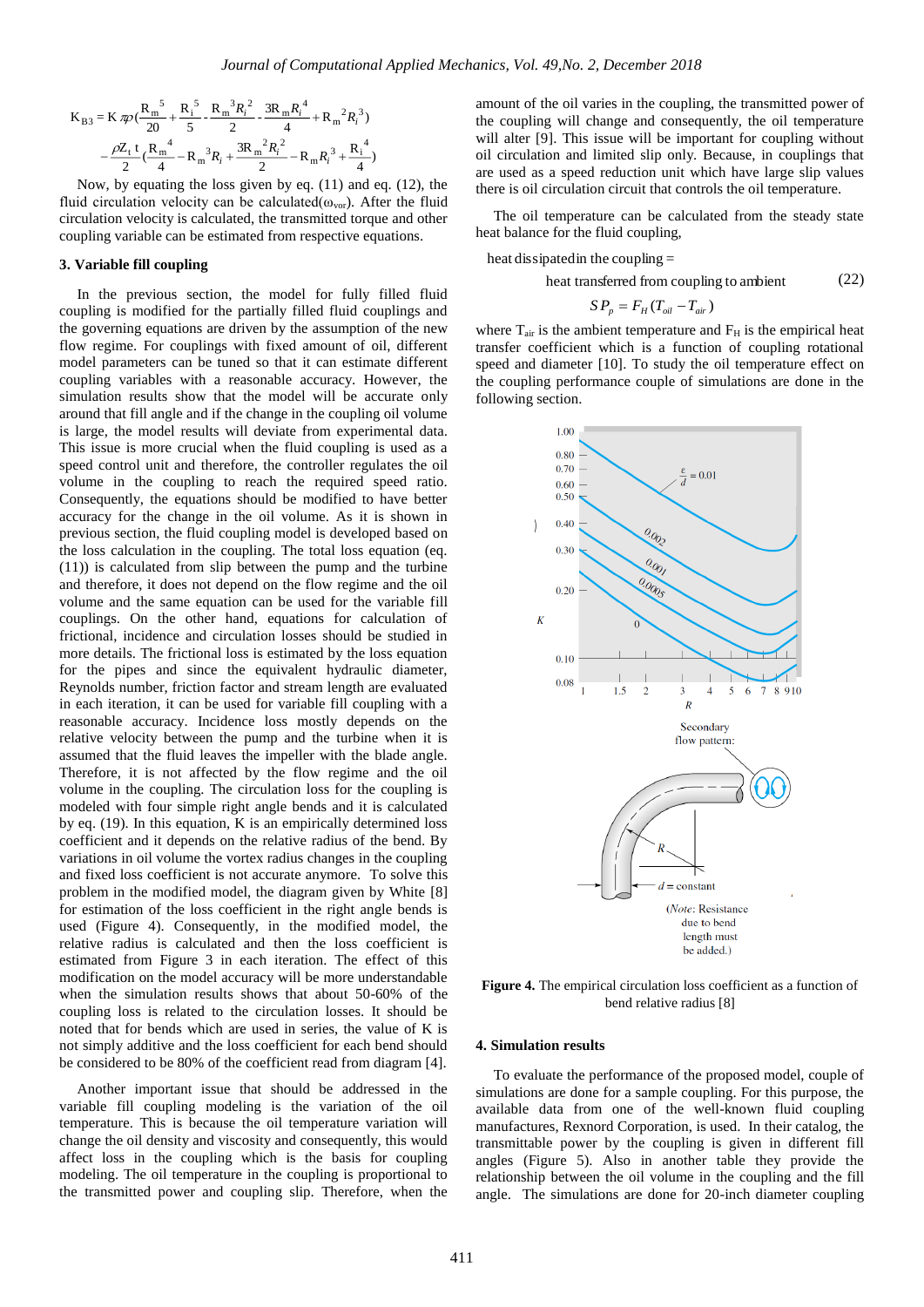$$K_{B3} = K\pi\rho\left(\frac{R_m^5}{20} + \frac{R_i^5}{5} - \frac{R_m^3 R_i^2}{2} - \frac{3R_m R_i^4}{4} + R_m^2 R_i^3\right)$$
$$-\frac{\rho Z_t\, t}{2}\left(\frac{R_m^4}{4} - R_m^3 R_i + \frac{3R_m^2 R_i^2}{2} - R_m R_i^3 + \frac{R_i^4}{4}\right)$$

Now, by equating the loss given by eq. (11) and eq. (12), the fluid circulation velocity can be calculated($\omega_{vor}$). After the fluid circulation velocity is calculated, the transmitted torque and other coupling variable can be estimated from respective equations.

### 3. Variable fill coupling

In the previous section, the model for fully filled fluid coupling is modified for the partially filled fluid couplings and the governing equations are driven by the assumption of the new flow regime. For couplings with fixed amount of oil, different model parameters can be tuned so that it can estimate different coupling variables with a reasonable accuracy. However, the simulation results show that the model will be accurate only around that fill angle and if the change in the coupling oil volume is large, the model results will deviate from experimental data. This issue is more crucial when the fluid coupling is used as a speed control unit and therefore, the controller regulates the oil volume in the coupling to reach the required speed ratio. Consequently, the equations should be modified to have better accuracy for the change in the oil volume. As it is shown in previous section, the fluid coupling model is developed based on the loss calculation in the coupling. The total loss equation (eq. (11)) is calculated from slip between the pump and the turbine and therefore, it does not depend on the flow regime and the oil volume and the same equation can be used for the variable fill couplings. On the other hand, equations for calculation of frictional, incidence and circulation losses should be studied in more details. The frictional loss is estimated by the loss equation for the pipes and since the equivalent hydraulic diameter, Reynolds number, friction factor and stream length are evaluated in each iteration, it can be used for variable fill coupling with a reasonable accuracy. Incidence loss mostly depends on the relative velocity between the pump and the turbine when it is assumed that the fluid leaves the impeller with the blade angle. Therefore, it is not affected by the flow regime and the oil volume in the coupling. The circulation loss for the coupling is modeled with four simple right angle bends and it is calculated by eq. (19). In this equation, K is an empirically determined loss coefficient and it depends on the relative radius of the bend. By variations in oil volume the vortex radius changes in the coupling and fixed loss coefficient is not accurate anymore. To solve this problem in the modified model, the diagram given by White [8] for estimation of the loss coefficient in the right angle bends is used (Figure 4). Consequently, in the modified model, the relative radius is calculated and then the loss coefficient is estimated from Figure 3 in each iteration. The effect of this modification on the model accuracy will be more understandable when the simulation results shows that about 50-60% of the coupling loss is related to the circulation losses. It should be noted that for bends which are used in series, the value of K is not simply additive and the loss coefficient for each bend should be considered to be 80% of the coefficient read from diagram [4].

Another important issue that should be addressed in the variable fill coupling modeling is the variation of the oil temperature. This is because the oil temperature variation will change the oil density and viscosity and consequently, this would affect loss in the coupling which is the basis for coupling modeling. The oil temperature in the coupling is proportional to the transmitted power and coupling slip. Therefore, when the amount of the oil varies in the coupling, the transmitted power of the coupling will change and consequently, the oil temperature will alter [9]. This issue will be important for coupling without oil circulation and limited slip only. Because, in couplings that are used as a speed reduction unit which have large slip values there is oil circulation circuit that controls the oil temperature.

The oil temperature can be calculated from the steady state heat balance for the fluid coupling,

$$\text{heat dissipated in the coupling} = \text{heat transferred from coupling to ambient} \tag{22}$$

$$SP_p = F_H(T_{oil} - T_{air})$$

where $T_{air}$ is the ambient temperature and $F_H$ is the empirical heat transfer coefficient which is a function of coupling rotational speed and diameter [10]. To study the oil temperature effect on the coupling performance couple of simulations are done in the following section.

**Figure 4.** The empirical circulation loss coefficient as a function of bend relative radius [8]

### 4. Simulation results

To evaluate the performance of the proposed model, couple of simulations are done for a sample coupling. For this purpose, the available data from one of the well-known fluid coupling manufactures, Rexnord Corporation, is used. In their catalog, the transmittable power by the coupling is given in different fill angles (Figure 5). Also in another table they provide the relationship between the oil volume in the coupling and the fill angle. The simulations are done for 20-inch diameter coupling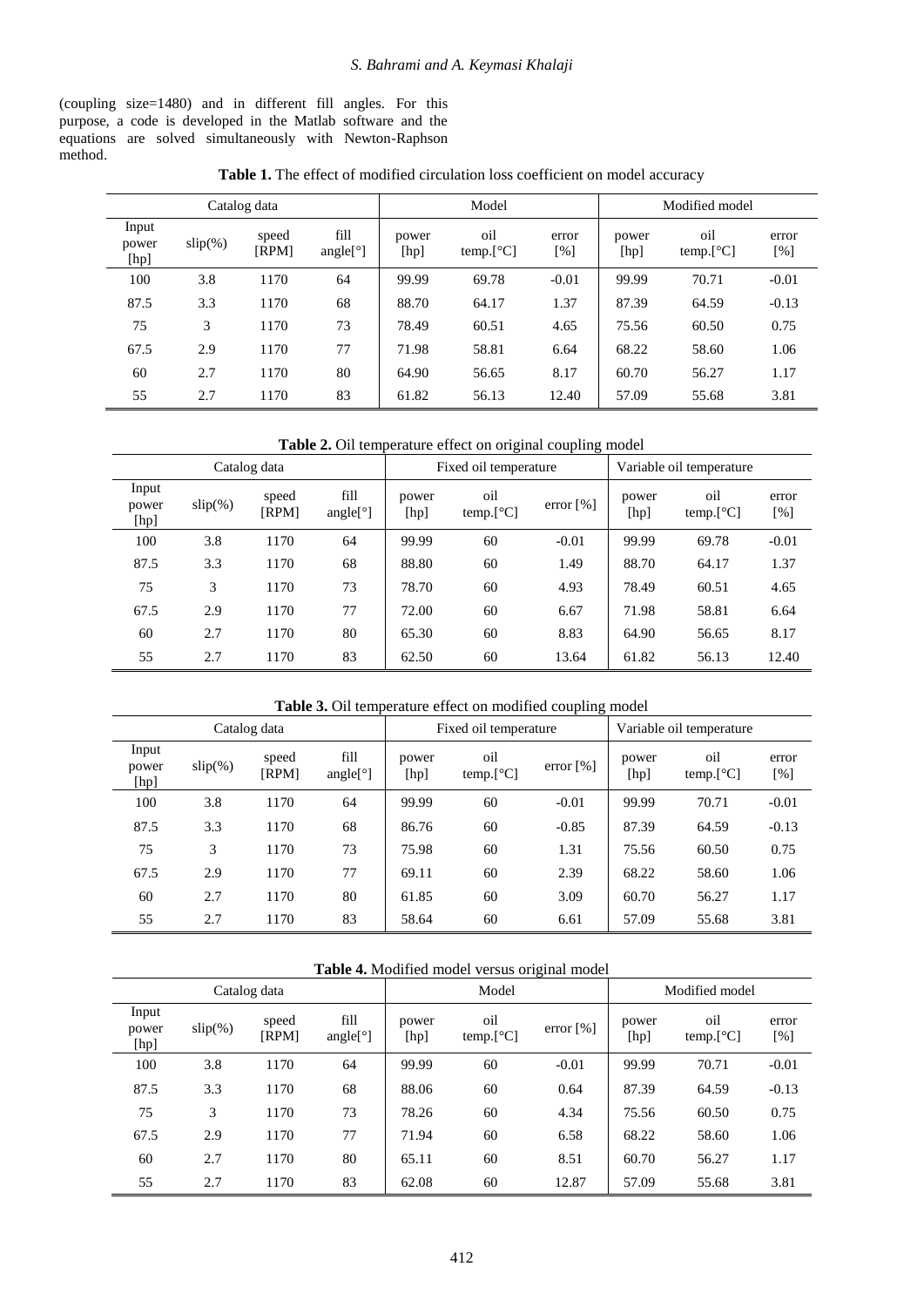(coupling size=1480) and in different fill angles. For this purpose, a code is developed in the Matlab software and the equations are solved simultaneously with Newton-Raphson method.

**Table 1.** The effect of modified circulation loss coefficient on model accuracy

| Catalog data | | | | Model | | | Modified model | | |
|---|---|---|---|---|---|---|---|---|---|
| Input power [hp] | slip(%) | speed [RPM] | fill angle[°] | power [hp] | oil temp.[°C] | error [%] | power [hp] | oil temp.[°C] | error [%] |
| 100 | 3.8 | 1170 | 64 | 99.99 | 69.78 | -0.01 | 99.99 | 70.71 | -0.01 |
| 87.5 | 3.3 | 1170 | 68 | 88.70 | 64.17 | 1.37 | 87.39 | 64.59 | -0.13 |
| 75 | 3 | 1170 | 73 | 78.49 | 60.51 | 4.65 | 75.56 | 60.50 | 0.75 |
| 67.5 | 2.9 | 1170 | 77 | 71.98 | 58.81 | 6.64 | 68.22 | 58.60 | 1.06 |
| 60 | 2.7 | 1170 | 80 | 64.90 | 56.65 | 8.17 | 60.70 | 56.27 | 1.17 |
| 55 | 2.7 | 1170 | 83 | 61.82 | 56.13 | 12.40 | 57.09 | 55.68 | 3.81 |

**Table 2.** Oil temperature effect on original coupling model

| Catalog data | | | | Fixed oil temperature | | | Variable oil temperature | | |
|---|---|---|---|---|---|---|---|---|---|
| Input power [hp] | slip(%) | speed [RPM] | fill angle[°] | power [hp] | oil temp.[°C] | error [%] | power [hp] | oil temp.[°C] | error [%] |
| 100 | 3.8 | 1170 | 64 | 99.99 | 60 | -0.01 | 99.99 | 69.78 | -0.01 |
| 87.5 | 3.3 | 1170 | 68 | 88.80 | 60 | 1.49 | 88.70 | 64.17 | 1.37 |
| 75 | 3 | 1170 | 73 | 78.70 | 60 | 4.93 | 78.49 | 60.51 | 4.65 |
| 67.5 | 2.9 | 1170 | 77 | 72.00 | 60 | 6.67 | 71.98 | 58.81 | 6.64 |
| 60 | 2.7 | 1170 | 80 | 65.30 | 60 | 8.83 | 64.90 | 56.65 | 8.17 |
| 55 | 2.7 | 1170 | 83 | 62.50 | 60 | 13.64 | 61.82 | 56.13 | 12.40 |

**Table 3.** Oil temperature effect on modified coupling model

| Catalog data | | | | Fixed oil temperature | | | Variable oil temperature | | |
|---|---|---|---|---|---|---|---|---|---|
| Input power [hp] | slip(%) | speed [RPM] | fill angle[°] | power [hp] | oil temp.[°C] | error [%] | power [hp] | oil temp.[°C] | error [%] |
| 100 | 3.8 | 1170 | 64 | 99.99 | 60 | -0.01 | 99.99 | 70.71 | -0.01 |
| 87.5 | 3.3 | 1170 | 68 | 86.76 | 60 | -0.85 | 87.39 | 64.59 | -0.13 |
| 75 | 3 | 1170 | 73 | 75.98 | 60 | 1.31 | 75.56 | 60.50 | 0.75 |
| 67.5 | 2.9 | 1170 | 77 | 69.11 | 60 | 2.39 | 68.22 | 58.60 | 1.06 |
| 60 | 2.7 | 1170 | 80 | 61.85 | 60 | 3.09 | 60.70 | 56.27 | 1.17 |
| 55 | 2.7 | 1170 | 83 | 58.64 | 60 | 6.61 | 57.09 | 55.68 | 3.81 |

**Table 4.** Modified model versus original model

| Catalog data | | | | Model | | | Modified model | | |
|---|---|---|---|---|---|---|---|---|---|
| Input power [hp] | slip(%) | speed [RPM] | fill angle[°] | power [hp] | oil temp.[°C] | error [%] | power [hp] | oil temp.[°C] | error [%] |
| 100 | 3.8 | 1170 | 64 | 99.99 | 60 | -0.01 | 99.99 | 70.71 | -0.01 |
| 87.5 | 3.3 | 1170 | 68 | 88.06 | 60 | 0.64 | 87.39 | 64.59 | -0.13 |
| 75 | 3 | 1170 | 73 | 78.26 | 60 | 4.34 | 75.56 | 60.50 | 0.75 |
| 67.5 | 2.9 | 1170 | 77 | 71.94 | 60 | 6.58 | 68.22 | 58.60 | 1.06 |
| 60 | 2.7 | 1170 | 80 | 65.11 | 60 | 8.51 | 60.70 | 56.27 | 1.17 |
| 55 | 2.7 | 1170 | 83 | 62.08 | 60 | 12.87 | 57.09 | 55.68 | 3.81 |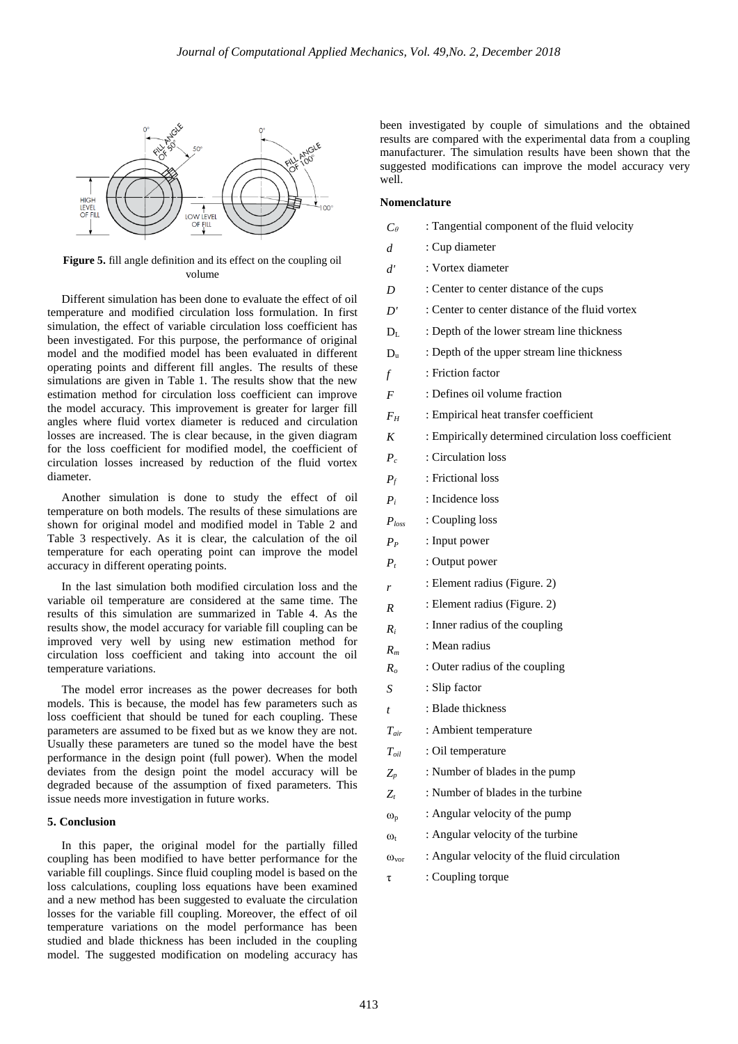**Figure 5.** fill angle definition and its effect on the coupling oil volume

Different simulation has been done to evaluate the effect of oil temperature and modified circulation loss formulation. In first simulation, the effect of variable circulation loss coefficient has been investigated. For this purpose, the performance of original model and the modified model has been evaluated in different operating points and different fill angles. The results of these simulations are given in Table 1. The results show that the new estimation method for circulation loss coefficient can improve the model accuracy. This improvement is greater for larger fill angles where fluid vortex diameter is reduced and circulation losses are increased. The is clear because, in the given diagram for the loss coefficient for modified model, the coefficient of circulation losses increased by reduction of the fluid vortex diameter.

Another simulation is done to study the effect of oil temperature on both models. The results of these simulations are shown for original model and modified model in Table 2 and Table 3 respectively. As it is clear, the calculation of the oil temperature for each operating point can improve the model accuracy in different operating points.

In the last simulation both modified circulation loss and the variable oil temperature are considered at the same time. The results of this simulation are summarized in Table 4. As the results show, the model accuracy for variable fill coupling can be improved very well by using new estimation method for circulation loss coefficient and taking into account the oil temperature variations.

The model error increases as the power decreases for both models. This is because, the model has few parameters such as loss coefficient that should be tuned for each coupling. These parameters are assumed to be fixed but as we know they are not. Usually these parameters are tuned so the model have the best performance in the design point (full power). When the model deviates from the design point the model accuracy will be degraded because of the assumption of fixed parameters. This issue needs more investigation in future works.

## 5. Conclusion

In this paper, the original model for the partially filled coupling has been modified to have better performance for the variable fill couplings. Since fluid coupling model is based on the loss calculations, coupling loss equations have been examined and a new method has been suggested to evaluate the circulation losses for the variable fill coupling. Moreover, the effect of oil temperature variations on the model performance has been studied and blade thickness has been included in the coupling model. The suggested modification on modeling accuracy has been investigated by couple of simulations and the obtained results are compared with the experimental data from a coupling manufacturer. The simulation results have been shown that the suggested modifications can improve the model accuracy very well.

## Nomenclature

| | |
|---|---|
| $C_\theta$ | : Tangential component of the fluid velocity |
| $d$ | : Cup diameter |
| $d'$ | : Vortex diameter |
| $D$ | : Center to center distance of the cups |
| $D'$ | : Center to center distance of the fluid vortex |
| $D_L$ | : Depth of the lower stream line thickness |
| $D_u$ | : Depth of the upper stream line thickness |
| $f$ | : Friction factor |
| $F$ | : Defines oil volume fraction |
| $F_H$ | : Empirical heat transfer coefficient |
| $K$ | : Empirically determined circulation loss coefficient |
| $P_c$ | : Circulation loss |
| $P_f$ | : Frictional loss |
| $P_i$ | : Incidence loss |
| $P_{loss}$ | : Coupling loss |
| $P_P$ | : Input power |
| $P_t$ | : Output power |
| $r$ | : Element radius (Figure. 2) |
| $R$ | : Element radius (Figure. 2) |
| $R_i$ | : Inner radius of the coupling |
| $R_m$ | : Mean radius |
| $R_o$ | : Outer radius of the coupling |
| $S$ | : Slip factor |
| $t$ | : Blade thickness |
| $T_{air}$ | : Ambient temperature |
| $T_{oil}$ | : Oil temperature |
| $Z_p$ | : Number of blades in the pump |
| $Z_t$ | : Number of blades in the turbine |
| $\omega_p$ | : Angular velocity of the pump |
| $\omega_t$ | : Angular velocity of the turbine |
| $\omega_{vor}$ | : Angular velocity of the fluid circulation |
| $\tau$ | : Coupling torque |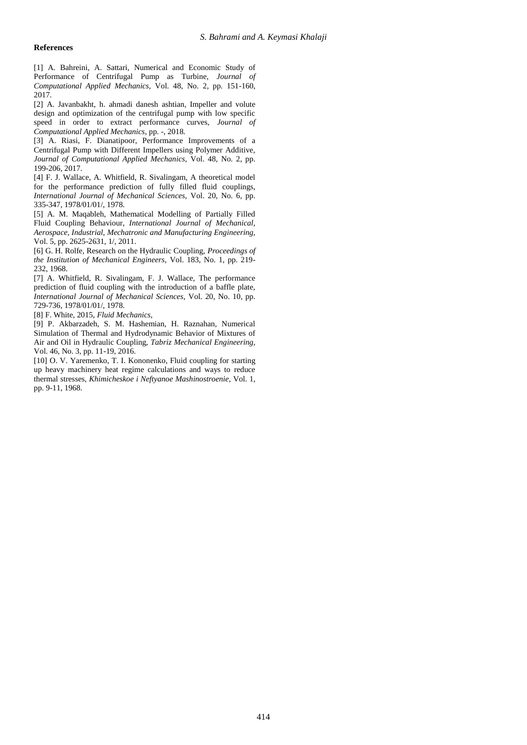**References**

[1] A. Bahreini, A. Sattari, Numerical and Economic Study of Performance of Centrifugal Pump as Turbine, *Journal of Computational Applied Mechanics*, Vol. 48, No. 2, pp. 151-160, 2017.

[2] A. Javanbakht, h. ahmadi danesh ashtian, Impeller and volute design and optimization of the centrifugal pump with low specific speed in order to extract performance curves, *Journal of Computational Applied Mechanics*, pp. -, 2018.

[3] A. Riasi, F. Dianatipoor, Performance Improvements of a Centrifugal Pump with Different Impellers using Polymer Additive, *Journal of Computational Applied Mechanics*, Vol. 48, No. 2, pp. 199-206, 2017.

[4] F. J. Wallace, A. Whitfield, R. Sivalingam, A theoretical model for the performance prediction of fully filled fluid couplings, *International Journal of Mechanical Sciences*, Vol. 20, No. 6, pp. 335-347, 1978/01/01/, 1978.

[5] A. M. Maqableh, Mathematical Modelling of Partially Filled Fluid Coupling Behaviour, *International Journal of Mechanical, Aerospace, Industrial, Mechatronic and Manufacturing Engineering*, Vol. 5, pp. 2625-2631, 1/, 2011.

[6] G. H. Rolfe, Research on the Hydraulic Coupling, *Proceedings of the Institution of Mechanical Engineers*, Vol. 183, No. 1, pp. 219-232, 1968.

[7] A. Whitfield, R. Sivalingam, F. J. Wallace, The performance prediction of fluid coupling with the introduction of a baffle plate, *International Journal of Mechanical Sciences*, Vol. 20, No. 10, pp. 729-736, 1978/01/01/, 1978.

[8] F. White, 2015, *Fluid Mechanics*,

[9] P. Akbarzadeh, S. M. Hashemian, H. Raznahan, Numerical Simulation of Thermal and Hydrodynamic Behavior of Mixtures of Air and Oil in Hydraulic Coupling, *Tabriz Mechanical Engineering*, Vol. 46, No. 3, pp. 11-19, 2016.

[10] O. V. Yaremenko, T. I. Kononenko, Fluid coupling for starting up heavy machinery heat regime calculations and ways to reduce thermal stresses, *Khimicheskoe i Neftyanoe Mashinostroenie*, Vol. 1, pp. 9-11, 1968.